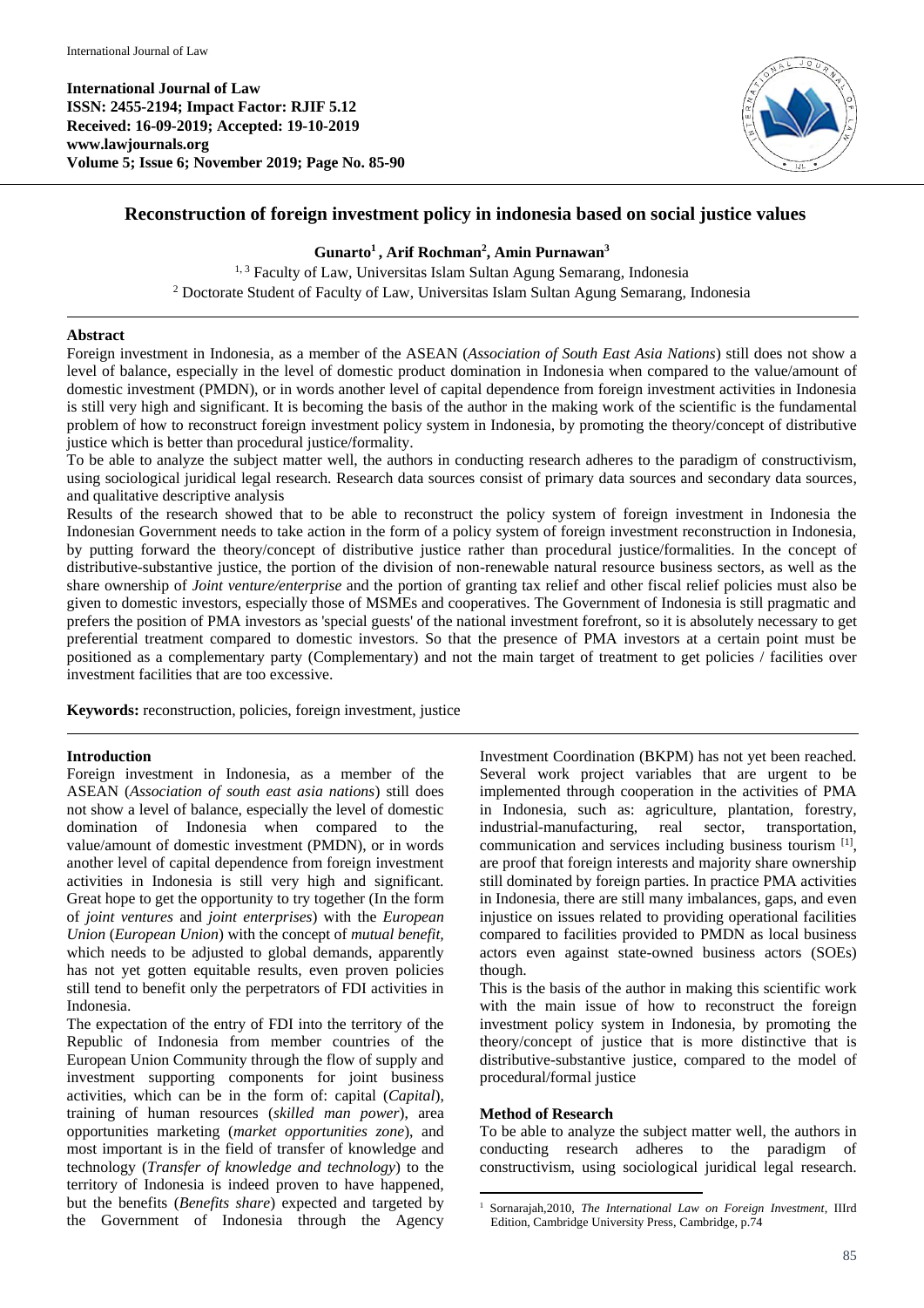International Journal of Law
ISSN: 2455-2194; Impact Factor: RJIF 5.12
Received: 16-09-2019; Accepted: 19-10-2019
www.lawjournals.org
Volume 5; Issue 6; November 2019; Page No. 85-90

# Reconstruction of foreign investment policy in indonesia based on social justice values

**Gunarto[1], Arif Rochman[2], Amin Purnawan[3]**

[1, 3] Faculty of Law, Universitas Islam Sultan Agung Semarang, Indonesia
[2] Doctorate Student of Faculty of Law, Universitas Islam Sultan Agung Semarang, Indonesia

## Abstract

Foreign investment in Indonesia, as a member of the ASEAN (*Association of South East Asia Nations*) still does not show a level of balance, especially in the level of domestic product domination in Indonesia when compared to the value/amount of domestic investment (PMDN), or in words another level of capital dependence from foreign investment activities in Indonesia is still very high and significant. It is becoming the basis of the author in the making work of the scientific is the fundamental problem of how to reconstruct foreign investment policy system in Indonesia, by promoting the theory/concept of distributive justice which is better than procedural justice/formality.

To be able to analyze the subject matter well, the authors in conducting research adheres to the paradigm of constructivism, using sociological juridical legal research. Research data sources consist of primary data sources and secondary data sources, and qualitative descriptive analysis

Results of the research showed that to be able to reconstruct the policy system of foreign investment in Indonesia the Indonesian Government needs to take action in the form of a policy system of foreign investment reconstruction in Indonesia, by putting forward the theory/concept of distributive justice rather than procedural justice/formalities. In the concept of distributive-substantive justice, the portion of the division of non-renewable natural resource business sectors, as well as the share ownership of *Joint venture/enterprise* and the portion of granting tax relief and other fiscal relief policies must also be given to domestic investors, especially those of MSMEs and cooperatives. The Government of Indonesia is still pragmatic and prefers the position of PMA investors as 'special guests' of the national investment forefront, so it is absolutely necessary to get preferential treatment compared to domestic investors. So that the presence of PMA investors at a certain point must be positioned as a complementary party (Complementary) and not the main target of treatment to get policies / facilities over investment facilities that are too excessive.

**Keywords:** reconstruction, policies, foreign investment, justice

## Introduction

Foreign investment in Indonesia, as a member of the ASEAN (*Association of south east asia nations*) still does not show a level of balance, especially the level of domestic domination of Indonesia when compared to the value/amount of domestic investment (PMDN), or in words another level of capital dependence from foreign investment activities in Indonesia is still very high and significant. Great hope to get the opportunity to try together (In the form of *joint ventures* and *joint enterprises*) with the *European Union* (*European Union*) with the concept of *mutual benefit,* which needs to be adjusted to global demands, apparently has not yet gotten equitable results, even proven policies still tend to benefit only the perpetrators of FDI activities in Indonesia.

The expectation of the entry of FDI into the territory of the Republic of Indonesia from member countries of the European Union Community through the flow of supply and investment supporting components for joint business activities, which can be in the form of: capital (*Capital*), training of human resources (*skilled man power*), area opportunities marketing (*market opportunities zone*), and most important is in the field of transfer of knowledge and technology (*Transfer of knowledge and technology*) to the territory of Indonesia is indeed proven to have happened, but the benefits (*Benefits share*) expected and targeted by the Government of Indonesia through the Agency Investment Coordination (BKPM) has not yet been reached. Several work project variables that are urgent to be implemented through cooperation in the activities of PMA in Indonesia, such as: agriculture, plantation, forestry, industrial-manufacturing, real sector, transportation, communication and services including business tourism [1], are proof that foreign interests and majority share ownership still dominated by foreign parties. In practice PMA activities in Indonesia, there are still many imbalances, gaps, and even injustice on issues related to providing operational facilities compared to facilities provided to PMDN as local business actors even against state-owned business actors (SOEs) though.

This is the basis of the author in making this scientific work with the main issue of how to reconstruct the foreign investment policy system in Indonesia, by promoting the theory/concept of justice that is more distinctive that is distributive-substantive justice, compared to the model of procedural/formal justice

## Method of Research

To be able to analyze the subject matter well, the authors in conducting research adheres to the paradigm of constructivism, using sociological juridical legal research.

---

[1] Sornarajah,2010, *The International Law on Foreign Investment*, IIIrd Edition, Cambridge University Press, Cambridge, p.74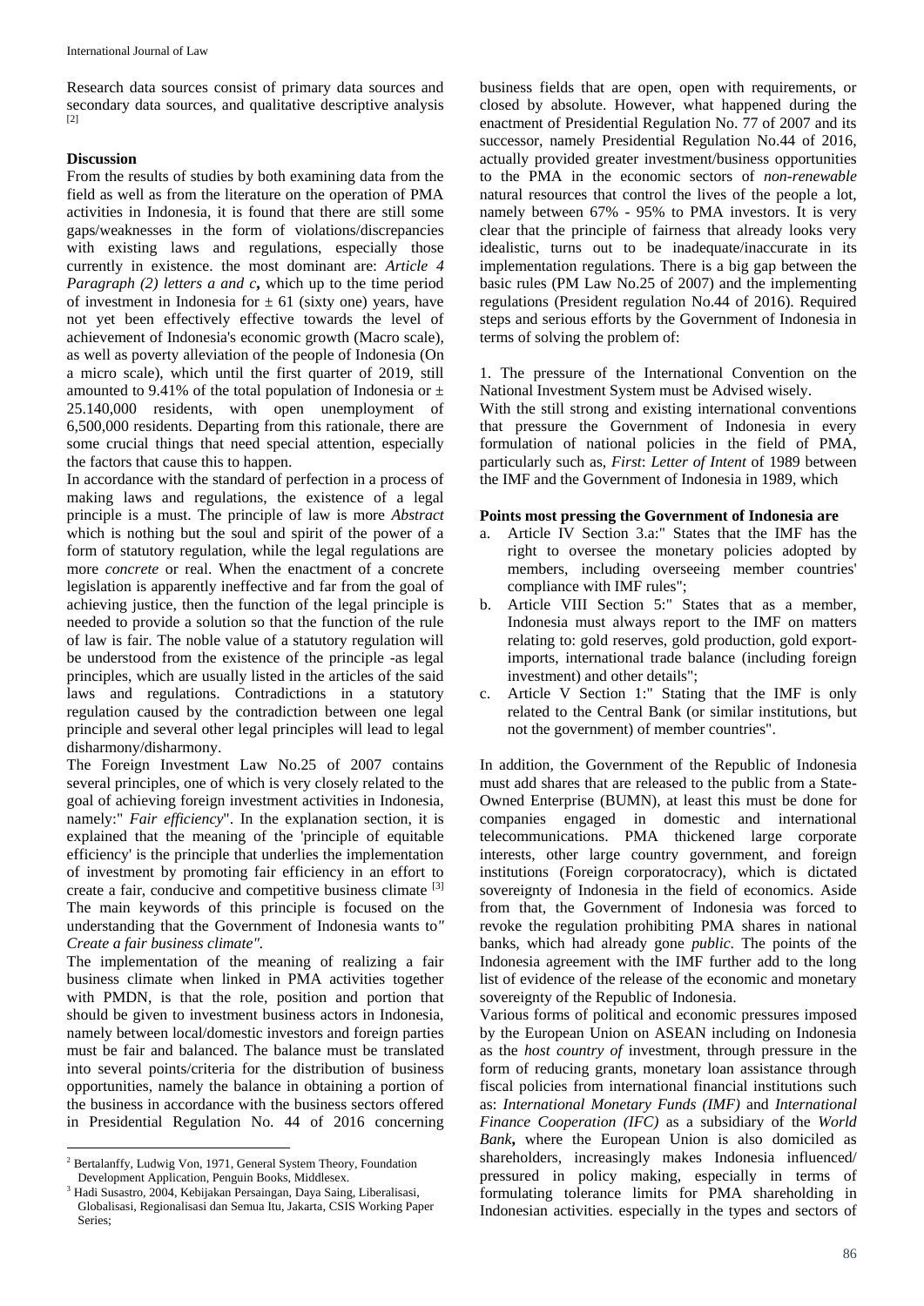Research data sources consist of primary data sources and secondary data sources, and qualitative descriptive analysis [2]

## Discussion

From the results of studies by both examining data from the field as well as from the literature on the operation of PMA activities in Indonesia, it is found that there are still some gaps/weaknesses in the form of violations/discrepancies with existing laws and regulations, especially those currently in existence. the most dominant are: *Article 4 Paragraph (2) letters a and c***,** which up to the time period of investment in Indonesia for ± 61 (sixty one) years, have not yet been effectively effective towards the level of achievement of Indonesia's economic growth (Macro scale), as well as poverty alleviation of the people of Indonesia (On a micro scale), which until the first quarter of 2019, still amounted to 9.41% of the total population of Indonesia or ± 25.140,000 residents, with open unemployment of 6,500,000 residents. Departing from this rationale, there are some crucial things that need special attention, especially the factors that cause this to happen.

In accordance with the standard of perfection in a process of making laws and regulations, the existence of a legal principle is a must. The principle of law is more *Abstract* which is nothing but the soul and spirit of the power of a form of statutory regulation, while the legal regulations are more *concrete* or real. When the enactment of a concrete legislation is apparently ineffective and far from the goal of achieving justice, then the function of the legal principle is needed to provide a solution so that the function of the rule of law is fair. The noble value of a statutory regulation will be understood from the existence of the principle -as legal principles, which are usually listed in the articles of the said laws and regulations. Contradictions in a statutory regulation caused by the contradiction between one legal principle and several other legal principles will lead to legal disharmony/disharmony.

The Foreign Investment Law No.25 of 2007 contains several principles, one of which is very closely related to the goal of achieving foreign investment activities in Indonesia, namely:" *Fair efficiency*". In the explanation section, it is explained that the meaning of the 'principle of equitable efficiency' is the principle that underlies the implementation of investment by promoting fair efficiency in an effort to create a fair, conducive and competitive business climate [3] The main keywords of this principle is focused on the understanding that the Government of Indonesia wants to*" Create a fair business climate".*

The implementation of the meaning of realizing a fair business climate when linked in PMA activities together with PMDN, is that the role, position and portion that should be given to investment business actors in Indonesia, namely between local/domestic investors and foreign parties must be fair and balanced. The balance must be translated into several points/criteria for the distribution of business opportunities, namely the balance in obtaining a portion of the business in accordance with the business sectors offered in Presidential Regulation No. 44 of 2016 concerning business fields that are open, open with requirements, or closed by absolute. However, what happened during the enactment of Presidential Regulation No. 77 of 2007 and its successor, namely Presidential Regulation No.44 of 2016, actually provided greater investment/business opportunities to the PMA in the economic sectors of *non-renewable* natural resources that control the lives of the people a lot, namely between 67% - 95% to PMA investors. It is very clear that the principle of fairness that already looks very idealistic, turns out to be inadequate/inaccurate in its implementation regulations. There is a big gap between the basic rules (PM Law No.25 of 2007) and the implementing regulations (President regulation No.44 of 2016). Required steps and serious efforts by the Government of Indonesia in terms of solving the problem of:

1. The pressure of the International Convention on the National Investment System must be Advised wisely.

With the still strong and existing international conventions that pressure the Government of Indonesia in every formulation of national policies in the field of PMA, particularly such as, *First*: *Letter of Intent* of 1989 between the IMF and the Government of Indonesia in 1989, which

**Points most pressing the Government of Indonesia are**

a. Article IV Section 3.a:" States that the IMF has the right to oversee the monetary policies adopted by members, including overseeing member countries' compliance with IMF rules";
b. Article VIII Section 5:" States that as a member, Indonesia must always report to the IMF on matters relating to: gold reserves, gold production, gold export-imports, international trade balance (including foreign investment) and other details";
c. Article V Section 1:" Stating that the IMF is only related to the Central Bank (or similar institutions, but not the government) of member countries".

In addition, the Government of the Republic of Indonesia must add shares that are released to the public from a State-Owned Enterprise (BUMN), at least this must be done for companies engaged in domestic and international telecommunications. PMA thickened large corporate interests, other large country government, and foreign institutions (Foreign corporatocracy), which is dictated sovereignty of Indonesia in the field of economics. Aside from that, the Government of Indonesia was forced to revoke the regulation prohibiting PMA shares in national banks, which had already gone *public*. The points of the Indonesia agreement with the IMF further add to the long list of evidence of the release of the economic and monetary sovereignty of the Republic of Indonesia.

Various forms of political and economic pressures imposed by the European Union on ASEAN including on Indonesia as the *host country of* investment, through pressure in the form of reducing grants, monetary loan assistance through fiscal policies from international financial institutions such as: *International Monetary Funds (IMF)* and *International Finance Cooperation (IFC)* as a subsidiary of the *World Bank***,** where the European Union is also domiciled as shareholders, increasingly makes Indonesia influenced/ pressured in policy making, especially in terms of formulating tolerance limits for PMA shareholding in Indonesian activities. especially in the types and sectors of

---

[2] Bertalanffy, Ludwig Von, 1971, General System Theory, Foundation Development Application, Penguin Books, Middlesex.

[3] Hadi Susastro, 2004, Kebijakan Persaingan, Daya Saing, Liberalisasi, Globalisasi, Regionalisasi dan Semua Itu, Jakarta, CSIS Working Paper Series;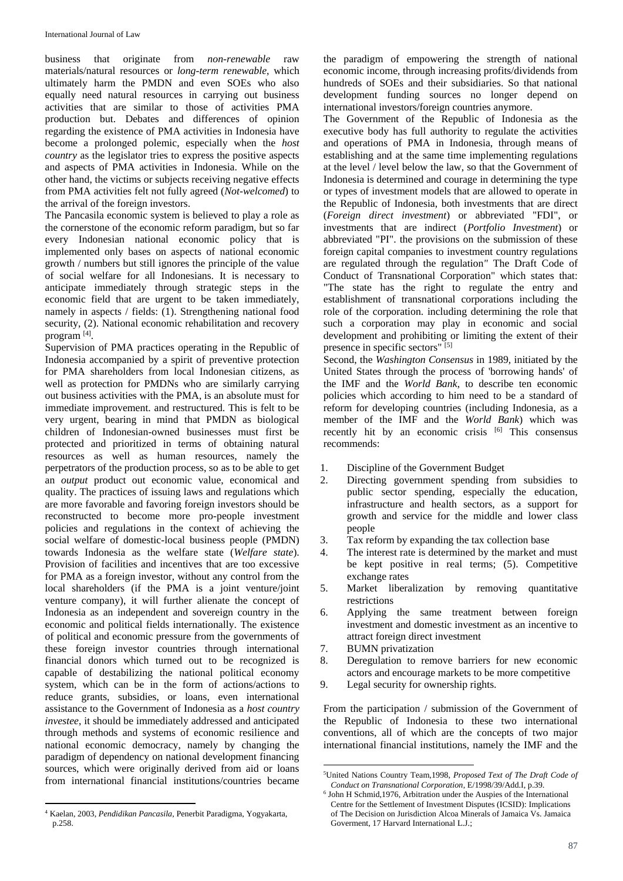business that originate from *non-renewable* raw materials/natural resources or *long-term renewable*, which ultimately harm the PMDN and even SOEs who also equally need natural resources in carrying out business activities that are similar to those of activities PMA production but. Debates and differences of opinion regarding the existence of PMA activities in Indonesia have become a prolonged polemic, especially when the *host country* as the legislator tries to express the positive aspects and aspects of PMA activities in Indonesia. While on the other hand, the victims or subjects receiving negative effects from PMA activities felt not fully agreed (*Not-welcomed*) to the arrival of the foreign investors.

The Pancasila economic system is believed to play a role as the cornerstone of the economic reform paradigm, but so far every Indonesian national economic policy that is implemented only bases on aspects of national economic growth / numbers but still ignores the principle of the value of social welfare for all Indonesians. It is necessary to anticipate immediately through strategic steps in the economic field that are urgent to be taken immediately, namely in aspects / fields: (1). Strengthening national food security, (2). National economic rehabilitation and recovery program [4].

Supervision of PMA practices operating in the Republic of Indonesia accompanied by a spirit of preventive protection for PMA shareholders from local Indonesian citizens, as well as protection for PMDNs who are similarly carrying out business activities with the PMA, is an absolute must for immediate improvement. and restructured. This is felt to be very urgent, bearing in mind that PMDN as biological children of Indonesian-owned businesses must first be protected and prioritized in terms of obtaining natural resources as well as human resources, namely the perpetrators of the production process, so as to be able to get an *output* product out economic value, economical and quality. The practices of issuing laws and regulations which are more favorable and favoring foreign investors should be reconstructed to become more pro-people investment policies and regulations in the context of achieving the social welfare of domestic-local business people (PMDN) towards Indonesia as the welfare state (*Welfare state*). Provision of facilities and incentives that are too excessive for PMA as a foreign investor, without any control from the local shareholders (if the PMA is a joint venture/joint venture company), it will further alienate the concept of Indonesia as an independent and sovereign country in the economic and political fields internationally. The existence of political and economic pressure from the governments of these foreign investor countries through international financial donors which turned out to be recognized is capable of destabilizing the national political economy system, which can be in the form of actions/actions to reduce grants, subsidies, or loans, even international assistance to the Government of Indonesia as a *host country investee*, it should be immediately addressed and anticipated through methods and systems of economic resilience and national economic democracy, namely by changing the paradigm of dependency on national development financing sources, which were originally derived from aid or loans from international financial institutions/countries became the paradigm of empowering the strength of national economic income, through increasing profits/dividends from hundreds of SOEs and their subsidiaries. So that national development funding sources no longer depend on international investors/foreign countries anymore.

The Government of the Republic of Indonesia as the executive body has full authority to regulate the activities and operations of PMA in Indonesia, through means of establishing and at the same time implementing regulations at the level / level below the law, so that the Government of Indonesia is determined and courage in determining the type or types of investment models that are allowed to operate in the Republic of Indonesia, both investments that are direct (*Foreign direct investment*) or abbreviated "FDI", or investments that are indirect (*Portfolio Investment*) or abbreviated "PI". the provisions on the submission of these foreign capital companies to investment country regulations are regulated through the regulation" The Draft Code of Conduct of Transnational Corporation" which states that: "The state has the right to regulate the entry and establishment of transnational corporations including the role of the corporation. including determining the role that such a corporation may play in economic and social development and prohibiting or limiting the extent of their presence in specific sectors" [5]

Second, the *Washington Consensus* in 1989, initiated by the United States through the process of 'borrowing hands' of the IMF and the *World Bank*, to describe ten economic policies which according to him need to be a standard of reform for developing countries (including Indonesia, as a member of the IMF and the *World Bank*) which was recently hit by an economic crisis [6] This consensus recommends:

1. Discipline of the Government Budget
2. Directing government spending from subsidies to public sector spending, especially the education, infrastructure and health sectors, as a support for growth and service for the middle and lower class people
3. Tax reform by expanding the tax collection base
4. The interest rate is determined by the market and must be kept positive in real terms; (5). Competitive exchange rates
5. Market liberalization by removing quantitative restrictions
6. Applying the same treatment between foreign investment and domestic investment as an incentive to attract foreign direct investment
7. BUMN privatization
8. Deregulation to remove barriers for new economic actors and encourage markets to be more competitive
9. Legal security for ownership rights.

From the participation / submission of the Government of the Republic of Indonesia to these two international conventions, all of which are the concepts of two major international financial institutions, namely the IMF and the

---

[4] Kaelan, 2003, *Pendidikan Pancasila*, Penerbit Paradigma, Yogyakarta, p.258.

[5] United Nations Country Team,1998, *Proposed Text of The Draft Code of Conduct on Transnational Corporation*, E/1998/39/Add.I, p.39.

[6] John H Schmid,1976, Arbitration under the Auspies of the International Centre for the Settlement of Investment Disputes (ICSID): Implications of The Decision on Jurisdiction Alcoa Minerals of Jamaica Vs. Jamaica Goverment, 17 Harvard International L.J.;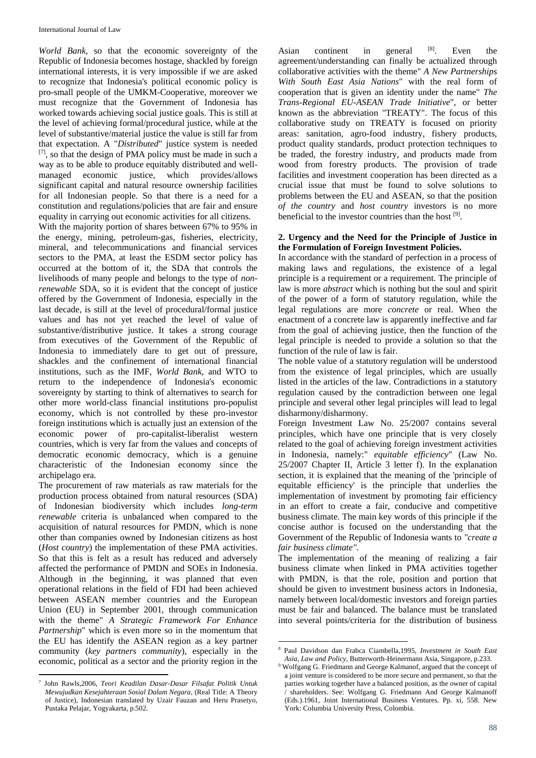*World Bank*, so that the economic sovereignty of the Republic of Indonesia becomes hostage, shackled by foreign international interests, it is very impossible if we are asked to recognize that Indonesia's political economic policy is pro-small people of the UMKM-Cooperative, moreover we must recognize that the Government of Indonesia has worked towards achieving social justice goals. This is still at the level of achieving formal/procedural justice, while at the level of substantive/material justice the value is still far from that expectation. A "*Distributed*" justice system is needed [7], so that the design of PMA policy must be made in such a way as to be able to produce equitably distributed and well-managed economic justice, which provides/allows significant capital and natural resource ownership facilities for all Indonesian people. So that there is a need for a constitution and regulations/policies that are fair and ensure equality in carrying out economic activities for all citizens.

With the majority portion of shares between 67% to 95% in the energy, mining, petroleum-gas, fisheries, electricity, mineral, and telecommunications and financial services sectors to the PMA, at least the ESDM sector policy has occurred at the bottom of it, the SDA that controls the livelihoods of many people and belongs to the type of *non-renewable* SDA, so it is evident that the concept of justice offered by the Government of Indonesia, especially in the last decade, is still at the level of procedural/formal justice values and has not yet reached the level of value of substantive/distributive justice. It takes a strong courage from executives of the Government of the Republic of Indonesia to immediately dare to get out of pressure, shackles and the confinement of international financial institutions, such as the IMF, *World Bank*, and WTO to return to the independence of Indonesia's economic sovereignty by starting to think of alternatives to search for other more world-class financial institutions pro-populist economy, which is not controlled by these pro-investor foreign institutions which is actually just an extension of the economic power of pro-capitalist-liberalist western countries, which is very far from the values and concepts of democratic economic democracy, which is a genuine characteristic of the Indonesian economy since the archipelago era.

The procurement of raw materials as raw materials for the production process obtained from natural resources (SDA) of Indonesian biodiversity which includes *long-term renewable* criteria is unbalanced when compared to the acquisition of natural resources for PMDN, which is none other than companies owned by Indonesian citizens as host (*Host country*) the implementation of these PMA activities. So that this is felt as a result has reduced and adversely affected the performance of PMDN and SOEs in Indonesia. Although in the beginning, it was planned that even operational relations in the field of FDI had been achieved between ASEAN member countries and the European Union (EU) in September 2001, through communication with the theme" *A Strategic Framework For Enhance Partnership*" which is even more so in the momentum that the EU has identify the ASEAN region as a key partner community (*key partners community*), especially in the economic, political as a sector and the priority region in the Asian continent in general [8]. Even the agreement/understanding can finally be actualized through collaborative activities with the theme" *A New Partnerships With South East Asia Nations*" with the real form of cooperation that is given an identity under the name" *The Trans-Regional EU-ASEAN Trade Initiative*", or better known as the abbreviation "TREATY". The focus of this collaborative study on TREATY is focused on priority areas: sanitation, agro-food industry, fishery products, product quality standards, product protection techniques to be traded, the forestry industry, and products made from wood from forestry products. The provision of trade facilities and investment cooperation has been directed as a crucial issue that must be found to solve solutions to problems between the EU and ASEAN, so that the position *of the country* and *host country* investors is no more beneficial to the investor countries than the host [9].

**2. Urgency and the Need for the Principle of Justice in the Formulation of Foreign Investment Policies.**

In accordance with the standard of perfection in a process of making laws and regulations, the existence of a legal principle is a requirement or a requirement. The principle of law is more *abstract* which is nothing but the soul and spirit of the power of a form of statutory regulation, while the legal regulations are more *concrete* or real. When the enactment of a concrete law is apparently ineffective and far from the goal of achieving justice, then the function of the legal principle is needed to provide a solution so that the function of the rule of law is fair.

The noble value of a statutory regulation will be understood from the existence of legal principles, which are usually listed in the articles of the law. Contradictions in a statutory regulation caused by the contradiction between one legal principle and several other legal principles will lead to legal disharmony/disharmony.

Foreign Investment Law No. 25/2007 contains several principles, which have one principle that is very closely related to the goal of achieving foreign investment activities in Indonesia, namely:" *equitable efficiency*" (Law No. 25/2007 Chapter II, Article 3 letter f). In the explanation section, it is explained that the meaning of the 'principle of equitable efficiency' is the principle that underlies the implementation of investment by promoting fair efficiency in an effort to create a fair, conducive and competitive business climate. The main key words of this principle if the concise author is focused on the understanding that the Government of the Republic of Indonesia wants to *"create a fair business climate"*.

The implementation of the meaning of realizing a fair business climate when linked in PMA activities together with PMDN, is that the role, position and portion that should be given to investment business actors in Indonesia, namely between local/domestic investors and foreign parties must be fair and balanced. The balance must be translated into several points/criteria for the distribution of business

---

7 John Rawls,2006, *Teori Keadilan Dasar-Dasar Filsafat Politik Untuk Mewujudkan Kesejahteraan Sosial Dalam Negara*, (Real Title: A Theory of Justice), Indonesian translated by Uzair Fauzan and Heru Prasetyo, Pustaka Pelajar, Yogyakarta, p.502.

8 Paul Davidson dan Frabca Ciambella,1995, *Investment in South East Asia, Law and Policy*, Butterworth-Heinermann Asia, Singapore, p.233.

9 Wolfgang G. Friedmann and George Kalmanof, argued that the concept of a joint venture is considered to be more secure and permanent, so that the parties working together have a balanced position, as the owner of capital / shareholders. See: Wolfgang G. Friedmann And George Kalmanoff (Eds.).1961, Joint International Business Ventures. Pp. xi, 558. New York: Columbia University Press, Colombia.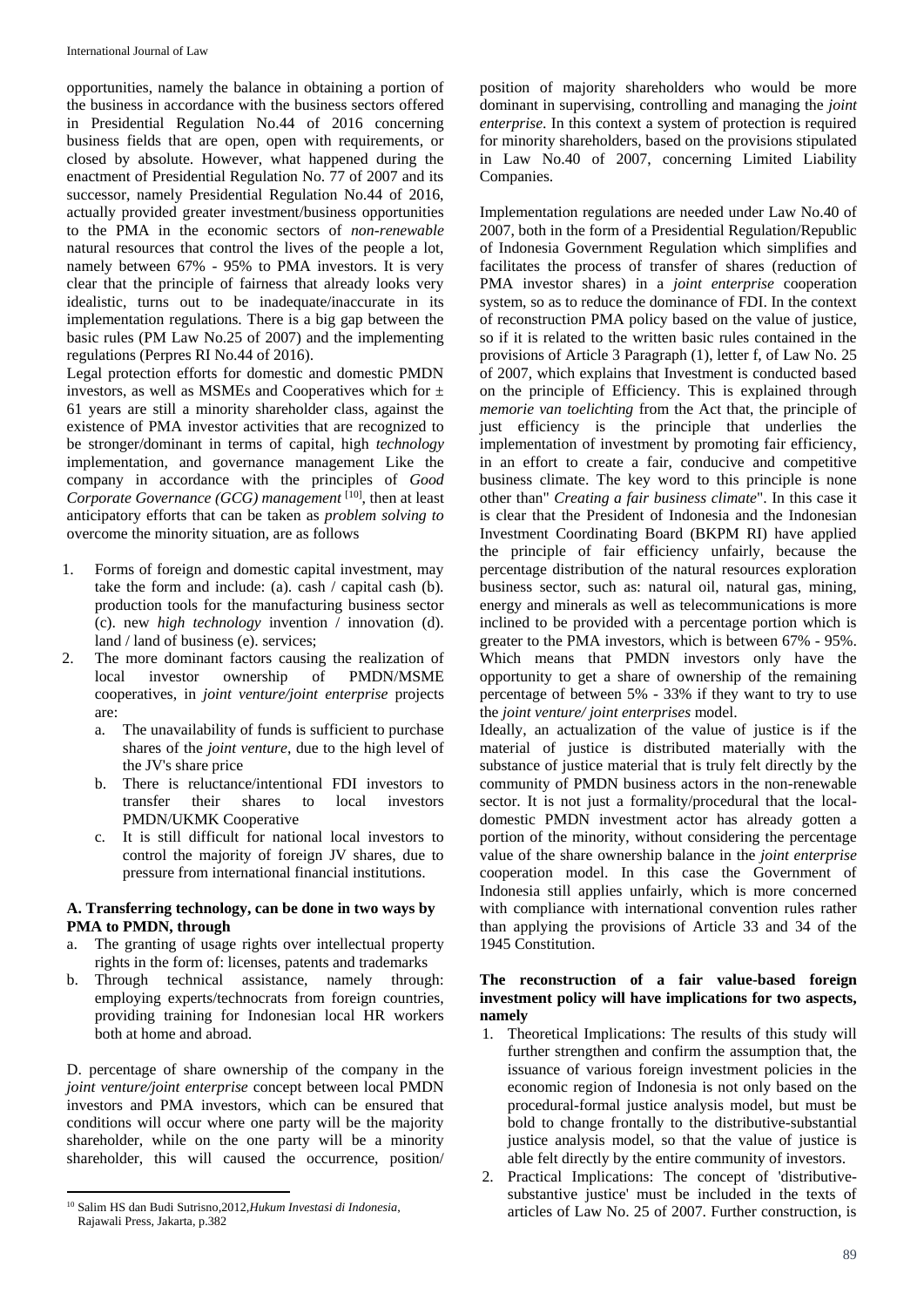opportunities, namely the balance in obtaining a portion of the business in accordance with the business sectors offered in Presidential Regulation No.44 of 2016 concerning business fields that are open, open with requirements, or closed by absolute. However, what happened during the enactment of Presidential Regulation No. 77 of 2007 and its successor, namely Presidential Regulation No.44 of 2016, actually provided greater investment/business opportunities to the PMA in the economic sectors of *non-renewable* natural resources that control the lives of the people a lot, namely between 67% - 95% to PMA investors. It is very clear that the principle of fairness that already looks very idealistic, turns out to be inadequate/inaccurate in its implementation regulations. There is a big gap between the basic rules (PM Law No.25 of 2007) and the implementing regulations (Perpres RI No.44 of 2016).

Legal protection efforts for domestic and domestic PMDN investors, as well as MSMEs and Cooperatives which for ± 61 years are still a minority shareholder class, against the existence of PMA investor activities that are recognized to be stronger/dominant in terms of capital, high *technology* implementation, and governance management Like the company in accordance with the principles of *Good Corporate Governance (GCG) management* [10], then at least anticipatory efforts that can be taken as *problem solving to* overcome the minority situation, are as follows

1. Forms of foreign and domestic capital investment, may take the form and include: (a). cash / capital cash (b). production tools for the manufacturing business sector (c). new *high technology* invention / innovation (d). land / land of business (e). services;
2. The more dominant factors causing the realization of local investor ownership of PMDN/MSME cooperatives, in *joint venture/joint enterprise* projects are:
   a. The unavailability of funds is sufficient to purchase shares of the *joint venture*, due to the high level of the JV's share price
   b. There is reluctance/intentional FDI investors to transfer their shares to local investors PMDN/UKMK Cooperative
   c. It is still difficult for national local investors to control the majority of foreign JV shares, due to pressure from international financial institutions.

**A. Transferring technology, can be done in two ways by PMA to PMDN, through**

a. The granting of usage rights over intellectual property rights in the form of: licenses, patents and trademarks
b. Through technical assistance, namely through: employing experts/technocrats from foreign countries, providing training for Indonesian local HR workers both at home and abroad.

D. percentage of share ownership of the company in the *joint venture/joint enterprise* concept between local PMDN investors and PMA investors, which can be ensured that conditions will occur where one party will be the majority shareholder, while on the one party will be a minority shareholder, this will caused the occurrence, position/ position of majority shareholders who would be more dominant in supervising, controlling and managing the *joint enterprise*. In this context a system of protection is required for minority shareholders, based on the provisions stipulated in Law No.40 of 2007, concerning Limited Liability Companies.

Implementation regulations are needed under Law No.40 of 2007, both in the form of a Presidential Regulation/Republic of Indonesia Government Regulation which simplifies and facilitates the process of transfer of shares (reduction of PMA investor shares) in a *joint enterprise* cooperation system, so as to reduce the dominance of FDI. In the context of reconstruction PMA policy based on the value of justice, so if it is related to the written basic rules contained in the provisions of Article 3 Paragraph (1), letter f, of Law No. 25 of 2007, which explains that Investment is conducted based on the principle of Efficiency. This is explained through *memorie van toelichting* from the Act that, the principle of just efficiency is the principle that underlies the implementation of investment by promoting fair efficiency, in an effort to create a fair, conducive and competitive business climate. The key word to this principle is none other than" *Creating a fair business climate*". In this case it is clear that the President of Indonesia and the Indonesian Investment Coordinating Board (BKPM RI) have applied the principle of fair efficiency unfairly, because the percentage distribution of the natural resources exploration business sector, such as: natural oil, natural gas, mining, energy and minerals as well as telecommunications is more inclined to be provided with a percentage portion which is greater to the PMA investors, which is between 67% - 95%. Which means that PMDN investors only have the opportunity to get a share of ownership of the remaining percentage of between 5% - 33% if they want to try to use the *joint venture/ joint enterprises* model.

Ideally, an actualization of the value of justice is if the material of justice is distributed materially with the substance of justice material that is truly felt directly by the community of PMDN business actors in the non-renewable sector. It is not just a formality/procedural that the local-domestic PMDN investment actor has already gotten a portion of the minority, without considering the percentage value of the share ownership balance in the *joint enterprise* cooperation model. In this case the Government of Indonesia still applies unfairly, which is more concerned with compliance with international convention rules rather than applying the provisions of Article 33 and 34 of the 1945 Constitution.

**The reconstruction of a fair value-based foreign investment policy will have implications for two aspects, namely**

1. Theoretical Implications: The results of this study will further strengthen and confirm the assumption that, the issuance of various foreign investment policies in the economic region of Indonesia is not only based on the procedural-formal justice analysis model, but must be bold to change frontally to the distributive-substantial justice analysis model, so that the value of justice is able felt directly by the entire community of investors.
2. Practical Implications: The concept of 'distributive-substantive justice' must be included in the texts of articles of Law No. 25 of 2007. Further construction, is

[10] Salim HS dan Budi Sutrisno,2012,*Hukum Investasi di Indonesia*, Rajawali Press, Jakarta, p.382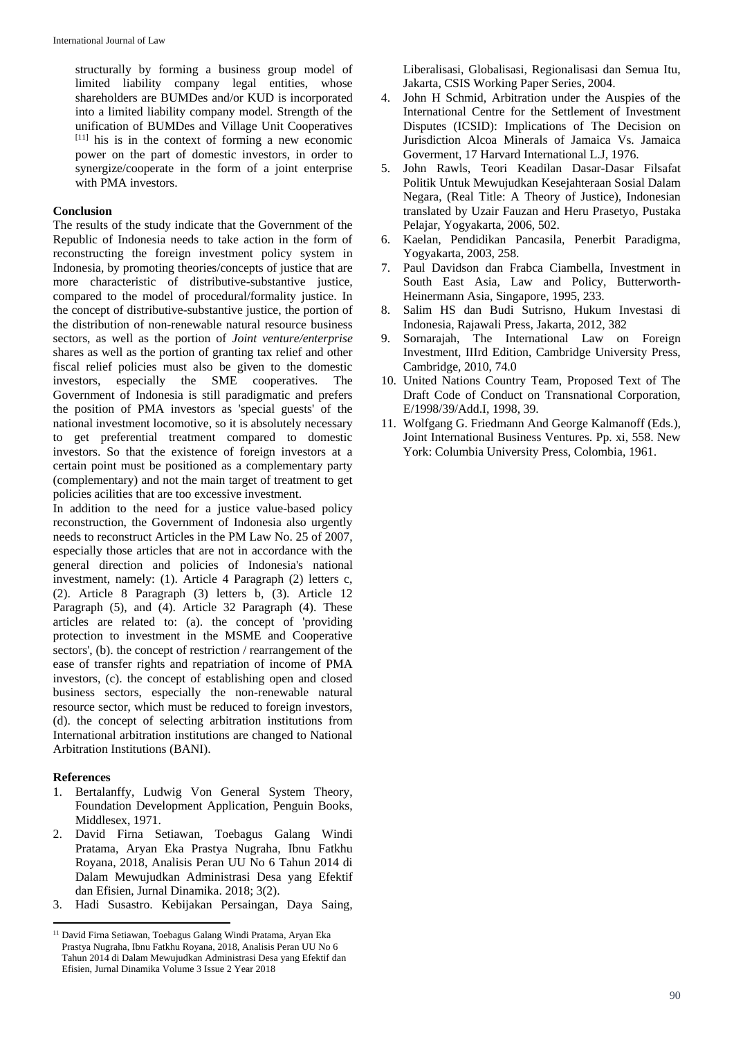structurally by forming a business group model of limited liability company legal entities, whose shareholders are BUMDes and/or KUD is incorporated into a limited liability company model. Strength of the unification of BUMDes and Village Unit Cooperatives [11] his is in the context of forming a new economic power on the part of domestic investors, in order to synergize/cooperate in the form of a joint enterprise with PMA investors.

**Conclusion**

The results of the study indicate that the Government of the Republic of Indonesia needs to take action in the form of reconstructing the foreign investment policy system in Indonesia, by promoting theories/concepts of justice that are more characteristic of distributive-substantive justice, compared to the model of procedural/formality justice. In the concept of distributive-substantive justice, the portion of the distribution of non-renewable natural resource business sectors, as well as the portion of *Joint venture/enterprise* shares as well as the portion of granting tax relief and other fiscal relief policies must also be given to the domestic investors, especially the SME cooperatives. The Government of Indonesia is still paradigmatic and prefers the position of PMA investors as 'special guests' of the national investment locomotive, so it is absolutely necessary to get preferential treatment compared to domestic investors. So that the existence of foreign investors at a certain point must be positioned as a complementary party (complementary) and not the main target of treatment to get policies acilities that are too excessive investment.

In addition to the need for a justice value-based policy reconstruction, the Government of Indonesia also urgently needs to reconstruct Articles in the PM Law No. 25 of 2007, especially those articles that are not in accordance with the general direction and policies of Indonesia's national investment, namely: (1). Article 4 Paragraph (2) letters c, (2). Article 8 Paragraph (3) letters b, (3). Article 12 Paragraph (5), and (4). Article 32 Paragraph (4). These articles are related to: (a). the concept of 'providing protection to investment in the MSME and Cooperative sectors', (b). the concept of restriction / rearrangement of the ease of transfer rights and repatriation of income of PMA investors, (c). the concept of establishing open and closed business sectors, especially the non-renewable natural resource sector, which must be reduced to foreign investors, (d). the concept of selecting arbitration institutions from International arbitration institutions are changed to National Arbitration Institutions (BANI).

**References**

1. Bertalanffy, Ludwig Von General System Theory, Foundation Development Application, Penguin Books, Middlesex, 1971.
2. David Firna Setiawan, Toebagus Galang Windi Pratama, Aryan Eka Prastya Nugraha, Ibnu Fatkhu Royana, 2018, Analisis Peran UU No 6 Tahun 2014 di Dalam Mewujudkan Administrasi Desa yang Efektif dan Efisien, Jurnal Dinamika. 2018; 3(2).
3. Hadi Susastro. Kebijakan Persaingan, Daya Saing, Liberalisasi, Globalisasi, Regionalisasi dan Semua Itu, Jakarta, CSIS Working Paper Series, 2004.
4. John H Schmid, Arbitration under the Auspies of the International Centre for the Settlement of Investment Disputes (ICSID): Implications of The Decision on Jurisdiction Alcoa Minerals of Jamaica Vs. Jamaica Goverment, 17 Harvard International L.J, 1976.
5. John Rawls, Teori Keadilan Dasar-Dasar Filsafat Politik Untuk Mewujudkan Kesejahteraan Sosial Dalam Negara, (Real Title: A Theory of Justice), Indonesian translated by Uzair Fauzan and Heru Prasetyo, Pustaka Pelajar, Yogyakarta, 2006, 502.
6. Kaelan, Pendidikan Pancasila, Penerbit Paradigma, Yogyakarta, 2003, 258.
7. Paul Davidson dan Frabca Ciambella, Investment in South East Asia, Law and Policy, Butterworth-Heinermann Asia, Singapore, 1995, 233.
8. Salim HS dan Budi Sutrisno, Hukum Investasi di Indonesia, Rajawali Press, Jakarta, 2012, 382
9. Sornarajah, The International Law on Foreign Investment, IIIrd Edition, Cambridge University Press, Cambridge, 2010, 74.0
10. United Nations Country Team, Proposed Text of The Draft Code of Conduct on Transnational Corporation, E/1998/39/Add.I, 1998, 39.
11. Wolfgang G. Friedmann And George Kalmanoff (Eds.), Joint International Business Ventures. Pp. xi, 558. New York: Columbia University Press, Colombia, 1961.

[11] David Firna Setiawan, Toebagus Galang Windi Pratama, Aryan Eka Prastya Nugraha, Ibnu Fatkhu Royana, 2018, Analisis Peran UU No 6 Tahun 2014 di Dalam Mewujudkan Administrasi Desa yang Efektif dan Efisien, Jurnal Dinamika Volume 3 Issue 2 Year 2018